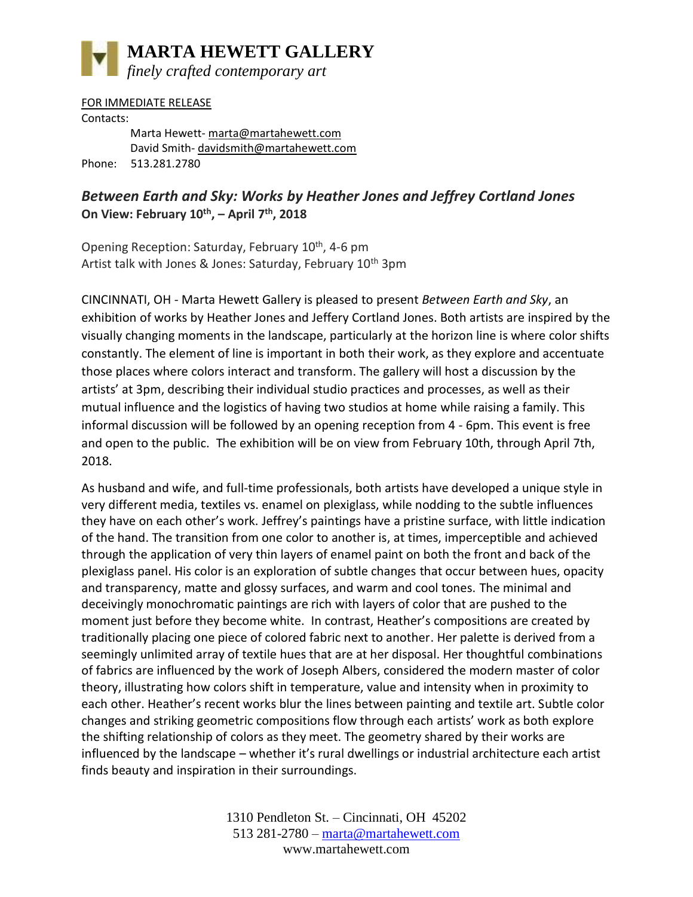# MARTA HEWETT GALLERY

*finely crafted contemporary art*

FOR IMMEDIATE RELEASE

Contacts:

Marta Hewett- marta@martahewett.com
David Smith- davidsmith@martahewett.com

Phone: 513.281.2780

## *Between Earth and Sky: Works by Heather Jones and Jeffrey Cortland Jones*

**On View: February 10th, – April 7th, 2018**

Opening Reception: Saturday, February 10th, 4-6 pm
Artist talk with Jones & Jones: Saturday, February 10th 3pm

CINCINNATI, OH - Marta Hewett Gallery is pleased to present *Between Earth and Sky*, an exhibition of works by Heather Jones and Jeffery Cortland Jones. Both artists are inspired by the visually changing moments in the landscape, particularly at the horizon line is where color shifts constantly. The element of line is important in both their work, as they explore and accentuate those places where colors interact and transform. The gallery will host a discussion by the artists' at 3pm, describing their individual studio practices and processes, as well as their mutual influence and the logistics of having two studios at home while raising a family. This informal discussion will be followed by an opening reception from 4 - 6pm. This event is free and open to the public. The exhibition will be on view from February 10th, through April 7th, 2018.

As husband and wife, and full-time professionals, both artists have developed a unique style in very different media, textiles vs. enamel on plexiglass, while nodding to the subtle influences they have on each other's work. Jeffrey's paintings have a pristine surface, with little indication of the hand. The transition from one color to another is, at times, imperceptible and achieved through the application of very thin layers of enamel paint on both the front and back of the plexiglass panel. His color is an exploration of subtle changes that occur between hues, opacity and transparency, matte and glossy surfaces, and warm and cool tones. The minimal and deceivingly monochromatic paintings are rich with layers of color that are pushed to the moment just before they become white. In contrast, Heather's compositions are created by traditionally placing one piece of colored fabric next to another. Her palette is derived from a seemingly unlimited array of textile hues that are at her disposal. Her thoughtful combinations of fabrics are influenced by the work of Joseph Albers, considered the modern master of color theory, illustrating how colors shift in temperature, value and intensity when in proximity to each other. Heather's recent works blur the lines between painting and textile art. Subtle color changes and striking geometric compositions flow through each artists' work as both explore the shifting relationship of colors as they meet. The geometry shared by their works are influenced by the landscape – whether it's rural dwellings or industrial architecture each artist finds beauty and inspiration in their surroundings.

1310 Pendleton St. – Cincinnati, OH 45202
513 281-2780 – marta@martahewett.com
www.martahewett.com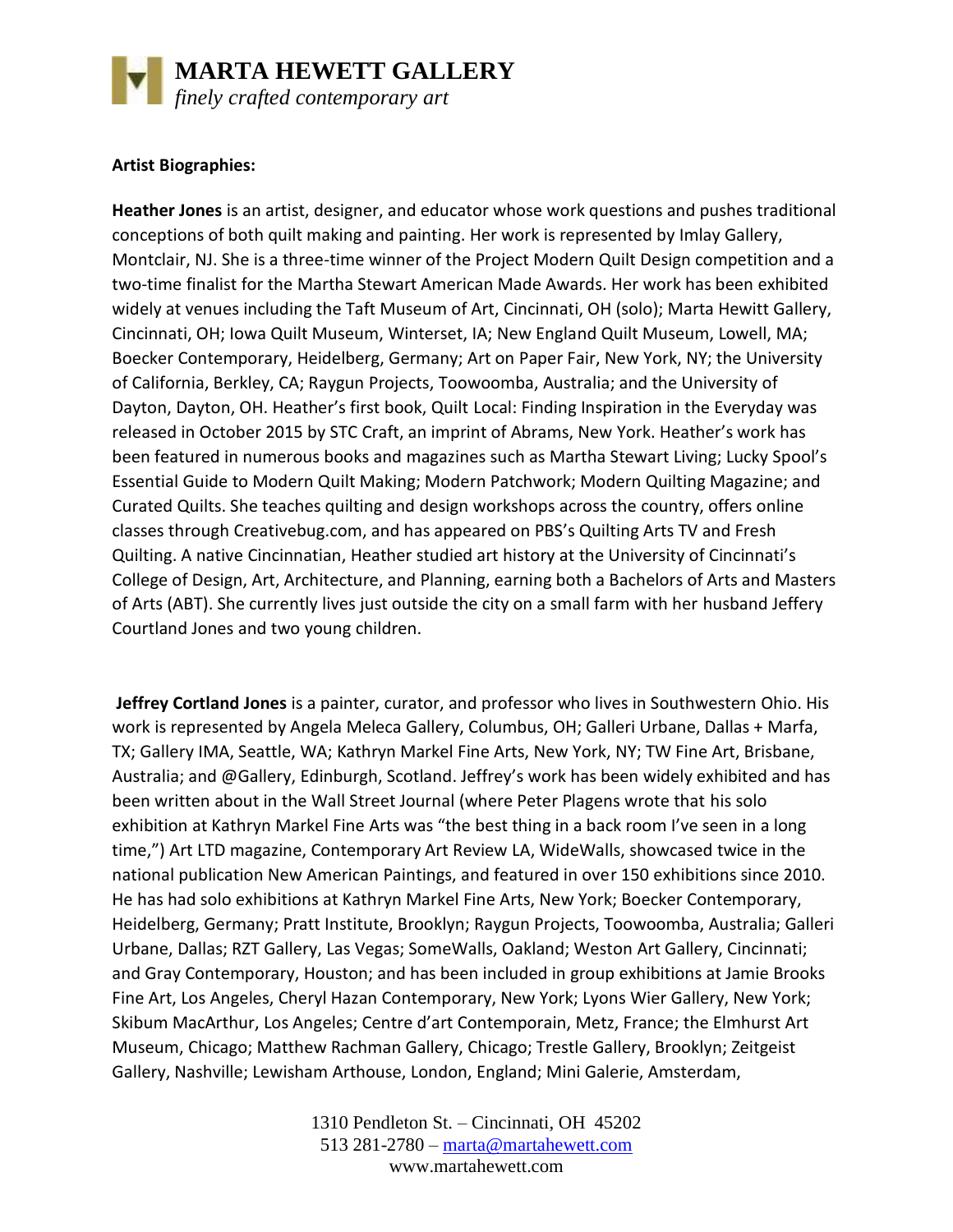# MARTA HEWETT GALLERY

*finely crafted contemporary art*

**Artist Biographies:**

**Heather Jones** is an artist, designer, and educator whose work questions and pushes traditional conceptions of both quilt making and painting. Her work is represented by Imlay Gallery, Montclair, NJ. She is a three-time winner of the Project Modern Quilt Design competition and a two-time finalist for the Martha Stewart American Made Awards. Her work has been exhibited widely at venues including the Taft Museum of Art, Cincinnati, OH (solo); Marta Hewitt Gallery, Cincinnati, OH; Iowa Quilt Museum, Winterset, IA; New England Quilt Museum, Lowell, MA; Boecker Contemporary, Heidelberg, Germany; Art on Paper Fair, New York, NY; the University of California, Berkley, CA; Raygun Projects, Toowoomba, Australia; and the University of Dayton, Dayton, OH. Heather's first book, Quilt Local: Finding Inspiration in the Everyday was released in October 2015 by STC Craft, an imprint of Abrams, New York. Heather's work has been featured in numerous books and magazines such as Martha Stewart Living; Lucky Spool's Essential Guide to Modern Quilt Making; Modern Patchwork; Modern Quilting Magazine; and Curated Quilts. She teaches quilting and design workshops across the country, offers online classes through Creativebug.com, and has appeared on PBS's Quilting Arts TV and Fresh Quilting. A native Cincinnatian, Heather studied art history at the University of Cincinnati's College of Design, Art, Architecture, and Planning, earning both a Bachelors of Arts and Masters of Arts (ABT). She currently lives just outside the city on a small farm with her husband Jeffery Courtland Jones and two young children.

**Jeffrey Cortland Jones** is a painter, curator, and professor who lives in Southwestern Ohio. His work is represented by Angela Meleca Gallery, Columbus, OH; Galleri Urbane, Dallas + Marfa, TX; Gallery IMA, Seattle, WA; Kathryn Markel Fine Arts, New York, NY; TW Fine Art, Brisbane, Australia; and @Gallery, Edinburgh, Scotland. Jeffrey's work has been widely exhibited and has been written about in the Wall Street Journal (where Peter Plagens wrote that his solo exhibition at Kathryn Markel Fine Arts was "the best thing in a back room I've seen in a long time,") Art LTD magazine, Contemporary Art Review LA, WideWalls, showcased twice in the national publication New American Paintings, and featured in over 150 exhibitions since 2010. He has had solo exhibitions at Kathryn Markel Fine Arts, New York; Boecker Contemporary, Heidelberg, Germany; Pratt Institute, Brooklyn; Raygun Projects, Toowoomba, Australia; Galleri Urbane, Dallas; RZT Gallery, Las Vegas; SomeWalls, Oakland; Weston Art Gallery, Cincinnati; and Gray Contemporary, Houston; and has been included in group exhibitions at Jamie Brooks Fine Art, Los Angeles, Cheryl Hazan Contemporary, New York; Lyons Wier Gallery, New York; Skibum MacArthur, Los Angeles; Centre d'art Contemporain, Metz, France; the Elmhurst Art Museum, Chicago; Matthew Rachman Gallery, Chicago; Trestle Gallery, Brooklyn; Zeitgeist Gallery, Nashville; Lewisham Arthouse, London, England; Mini Galerie, Amsterdam,

1310 Pendleton St. – Cincinnati, OH 45202
513 281-2780 – marta@martahewett.com
www.martahewett.com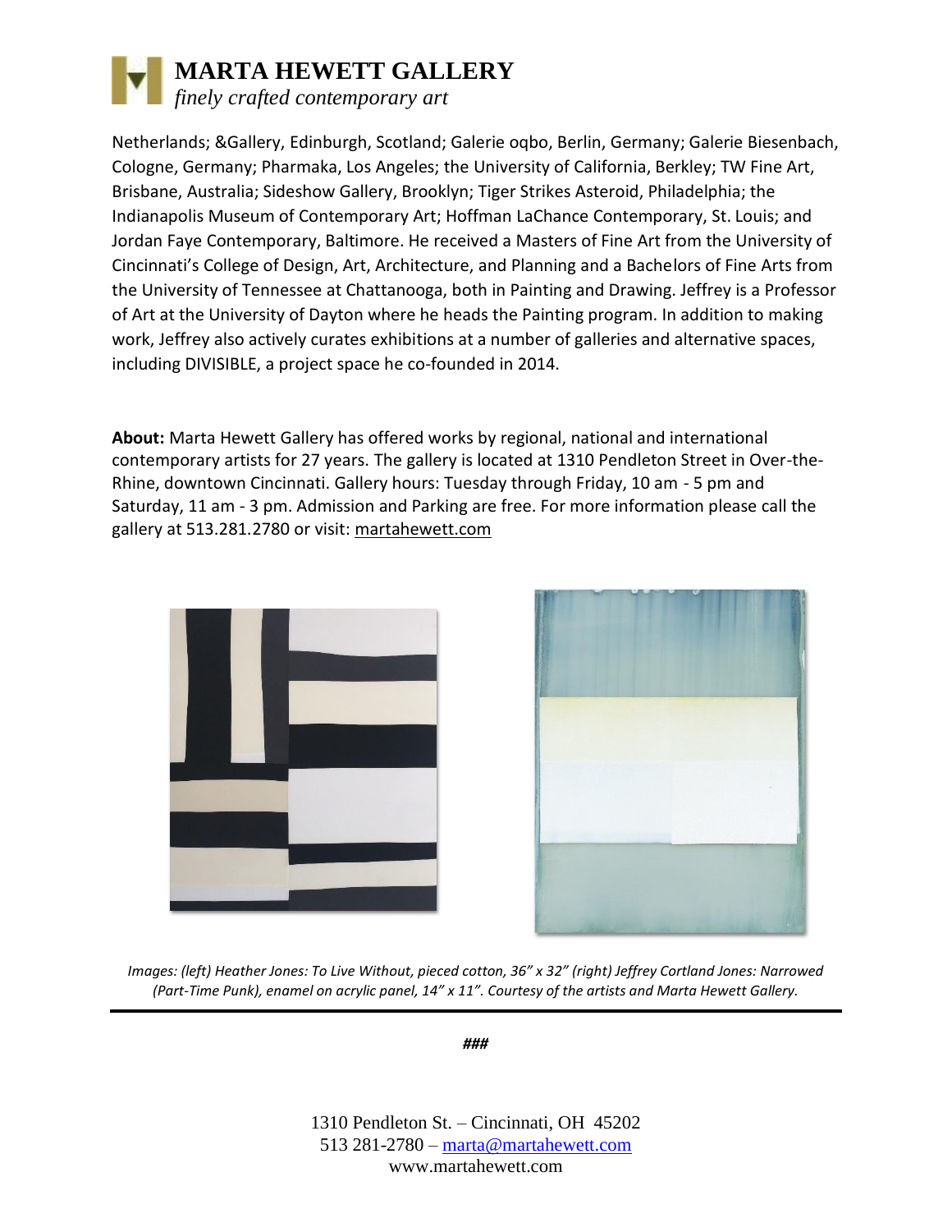Netherlands; &Gallery, Edinburgh, Scotland; Galerie oqbo, Berlin, Germany; Galerie Biesenbach, Cologne, Germany; Pharmaka, Los Angeles; the University of California, Berkley; TW Fine Art, Brisbane, Australia; Sideshow Gallery, Brooklyn; Tiger Strikes Asteroid, Philadelphia; the Indianapolis Museum of Contemporary Art; Hoffman LaChance Contemporary, St. Louis; and Jordan Faye Contemporary, Baltimore. He received a Masters of Fine Art from the University of Cincinnati's College of Design, Art, Architecture, and Planning and a Bachelors of Fine Arts from the University of Tennessee at Chattanooga, both in Painting and Drawing. Jeffrey is a Professor of Art at the University of Dayton where he heads the Painting program. In addition to making work, Jeffrey also actively curates exhibitions at a number of galleries and alternative spaces, including DIVISIBLE, a project space he co-founded in 2014.

**About:** Marta Hewett Gallery has offered works by regional, national and international contemporary artists for 27 years. The gallery is located at 1310 Pendleton Street in Over-the-Rhine, downtown Cincinnati. Gallery hours: Tuesday through Friday, 10 am - 5 pm and Saturday, 11 am - 3 pm. Admission and Parking are free. For more information please call the gallery at 513.281.2780 or visit: martahewett.com

*Images: (left) Heather Jones: To Live Without, pieced cotton, 36" x 32" (right) Jeffrey Cortland Jones: Narrowed (Part-Time Punk), enamel on acrylic panel, 14" x 11". Courtesy of the artists and Marta Hewett Gallery.*

***###***

1310 Pendleton St. – Cincinnati, OH 45202
513 281-2780 – marta@martahewett.com
www.martahewett.com